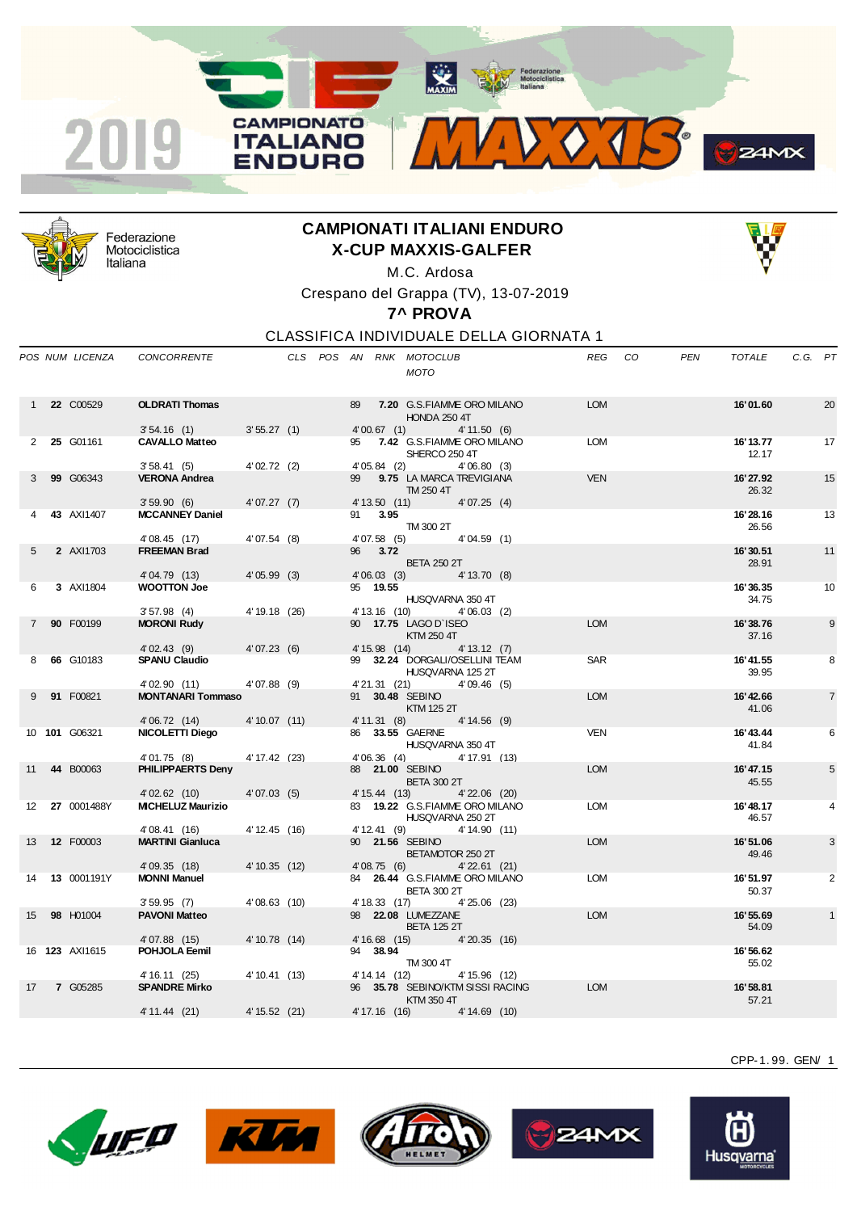2019 CAMPIONATO ITALIANO ENDURO

Federazione Motociclistica Italiana

# CAMPIONATI ITALIANI ENDURO
# X-CUP MAXXIS-GALFER

M.C. Ardosa

Crespano del Grappa (TV), 13-07-2019

## 7^ PROVA

CLASSIFICA INDIVIDUALE DELLA GIORNATA 1

| POS | NUM | LICENZA | CONCORRENTE | CLS POS | AN | RNK | MOTOCLUB / MOTO | REG | CO | PEN | TOTALE | C.G. | PT |
|---|---|---|---|---|---|---|---|---|---|---|---|---|---|
| 1 | 22 | C00529 | OLDRATI Thomas | | 89 | 7.20 | G.S.FIAMME ORO MILANO / HONDA 250 4T | LOM | | | 16'01.60 | | 20 |
| | | | 3'54.16 (1) | 3'55.27 (1) | 4'00.67 (1) | | 4'11.50 (6) | | | | | | |
| 2 | 25 | G01161 | CAVALLO Matteo | | 95 | 7.42 | G.S.FIAMME ORO MILANO / SHERCO 250 4T | LOM | | | 16'13.77 / 12.17 | | 17 |
| | | | 3'58.41 (5) | 4'02.72 (2) | 4'05.84 (2) | | 4'06.80 (3) | | | | | | |
| 3 | 99 | G06343 | VERONA Andrea | | 99 | 9.75 | LA MARCA TREVIGIANA / TM 250 4T | VEN | | | 16'27.92 / 26.32 | | 15 |
| | | | 3'59.90 (6) | 4'07.27 (7) | 4'13.50 (11) | | 4'07.25 (4) | | | | | | |
| 4 | 43 | AXI1407 | MCCANNEY Daniel | | 91 | 3.95 | TM 300 2T | | | | 16'28.16 / 26.56 | | 13 |
| | | | 4'08.45 (17) | 4'07.54 (8) | 4'07.58 (5) | | 4'04.59 (1) | | | | | | |
| 5 | 2 | AXI1703 | FREEMAN Brad | | 96 | 3.72 | BETA 250 2T | | | | 16'30.51 / 28.91 | | 11 |
| | | | 4'04.79 (13) | 4'05.99 (3) | 4'06.03 (3) | | 4'13.70 (8) | | | | | | |
| 6 | 3 | AXI1804 | WOOTTON Joe | | 95 | 19.55 | HUSQVARNA 350 4T | | | | 16'36.35 / 34.75 | | 10 |
| | | | 3'57.98 (4) | 4'19.18 (26) | 4'13.16 (10) | | 4'06.03 (2) | | | | | | |
| 7 | 90 | F00199 | MORONI Rudy | | 90 | 17.75 | LAGO D`ISEO / KTM 250 4T | LOM | | | 16'38.76 / 37.16 | | 9 |
| | | | 4'02.43 (9) | 4'07.23 (6) | 4'15.98 (14) | | 4'13.12 (7) | | | | | | |
| 8 | 66 | G10183 | SPANU Claudio | | 99 | 32.24 | DORGALI/OSELLINI TEAM / HUSQVARNA 125 2T | SAR | | | 16'41.55 / 39.95 | | 8 |
| | | | 4'02.90 (11) | 4'07.88 (9) | 4'21.31 (21) | | 4'09.46 (5) | | | | | | |
| 9 | 91 | F00821 | MONTANARI Tommaso | | 91 | 30.48 | SEBINO / KTM 125 2T | LOM | | | 16'42.66 / 41.06 | | 7 |
| | | | 4'06.72 (14) | 4'10.07 (11) | 4'11.31 (8) | | 4'14.56 (9) | | | | | | |
| 10 | 101 | G06321 | NICOLETTI Diego | | 86 | 33.55 | GAERNE / HUSQVARNA 350 4T | VEN | | | 16'43.44 / 41.84 | | 6 |
| | | | 4'01.75 (8) | 4'17.42 (23) | 4'06.36 (4) | | 4'17.91 (13) | | | | | | |
| 11 | 44 | B00063 | PHILIPPAERTS Deny | | 88 | 21.00 | SEBINO / BETA 300 2T | LOM | | | 16'47.15 / 45.55 | | 5 |
| | | | 4'02.62 (10) | 4'07.03 (5) | 4'15.44 (13) | | 4'22.06 (20) | | | | | | |
| 12 | 27 | 0001488Y | MICHELUZ Maurizio | | 83 | 19.22 | G.S.FIAMME ORO MILANO / HUSQVARNA 250 2T | LOM | | | 16'48.17 / 46.57 | | 4 |
| | | | 4'08.41 (16) | 4'12.45 (16) | 4'12.41 (9) | | 4'14.90 (11) | | | | | | |
| 13 | 12 | F00003 | MARTINI Gianluca | | 90 | 21.56 | SEBINO / BETAMOTOR 250 2T | LOM | | | 16'51.06 / 49.46 | | 3 |
| | | | 4'09.35 (18) | 4'10.35 (12) | 4'08.75 (6) | | 4'22.61 (21) | | | | | | |
| 14 | 13 | 0001191Y | MONNI Manuel | | 84 | 26.44 | G.S.FIAMME ORO MILANO / BETA 300 2T | LOM | | | 16'51.97 / 50.37 | | 2 |
| | | | 3'59.95 (7) | 4'08.63 (10) | 4'18.33 (17) | | 4'25.06 (23) | | | | | | |
| 15 | 98 | H01004 | PAVONI Matteo | | 98 | 22.08 | LUMEZZANE / BETA 125 2T | LOM | | | 16'55.69 / 54.09 | | 1 |
| | | | 4'07.88 (15) | 4'10.78 (14) | 4'16.68 (15) | | 4'20.35 (16) | | | | | | |
| 16 | 123 | AXI1615 | POHJOLA Eemil | | 94 | 38.94 | TM 300 4T | | | | 16'56.62 / 55.02 | | |
| | | | 4'16.11 (25) | 4'10.41 (13) | 4'14.14 (12) | | 4'15.96 (12) | | | | | | |
| 17 | 7 | G05285 | SPANDRE Mirko | | 96 | 35.78 | SEBINO/KTM SISSI RACING / KTM 350 4T | LOM | | | 16'58.81 / 57.21 | | |
| | | | 4'11.44 (21) | 4'15.52 (21) | 4'17.16 (16) | | 4'14.69 (10) | | | | | | |

CPP-1.99. GEN/ 1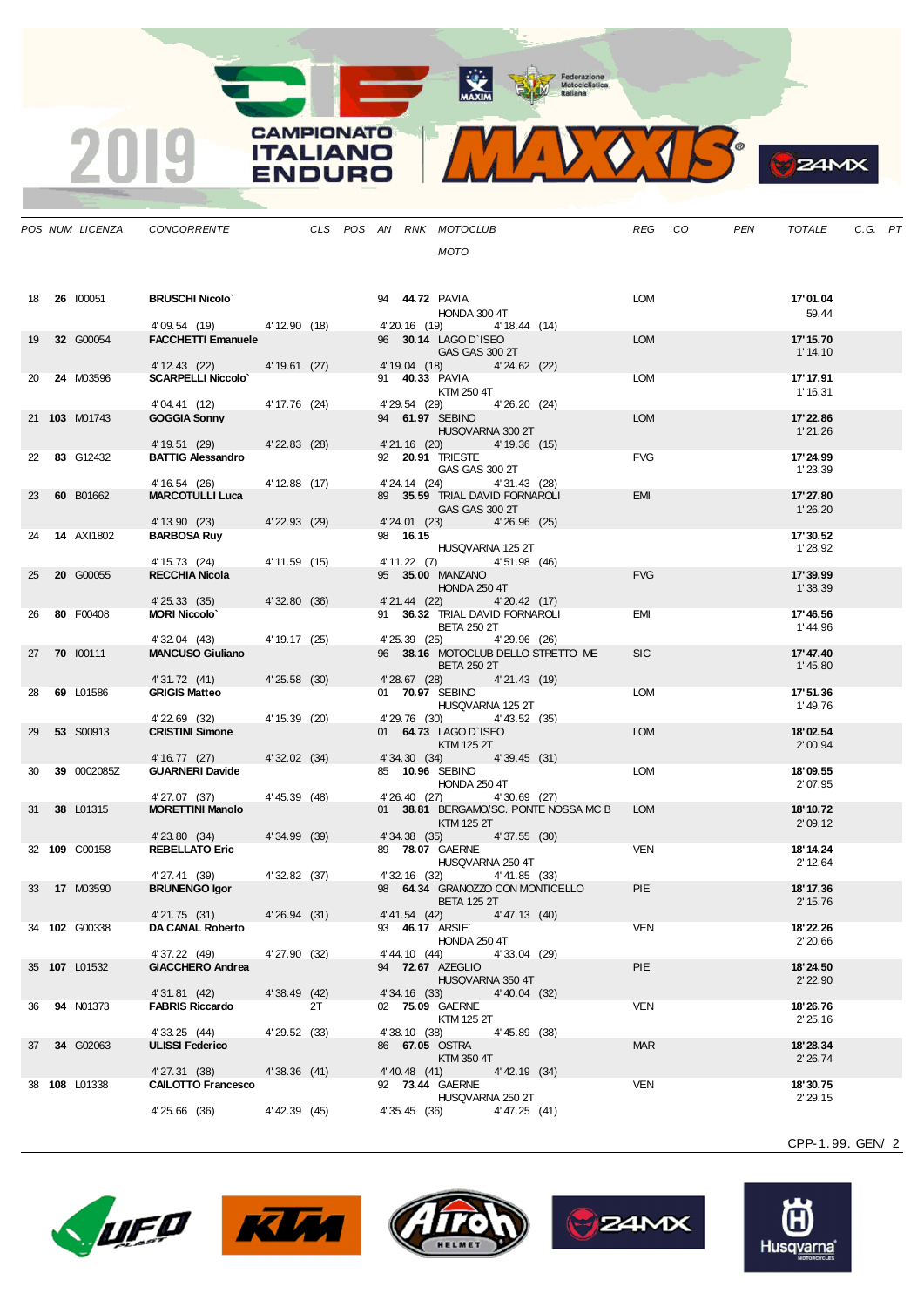| POS | NUM | LICENZA | CONCORRENTE | CLS | POS | AN | RNK | MOTOCLUB / MOTO | REG | CO | PEN | TOTALE | C.G. | PT |
|---|---|---|---|---|---|---|---|---|---|---|---|---|---|---|
| 18 | **26** | I00051 | **BRUSCHI Nicolo`** | | | 94 | **44.72** | PAVIA / HONDA 300 4T | LOM | | | **17'01.04** / 59.44 | | |
| | | | 4'09.54 (19) | 4'12.90 (18) | | | | 4'20.16 (19) 4'18.44 (14) | | | | | | |
| 19 | **32** | G00054 | **FACCHETTI Emanuele** | | | 96 | **30.14** | LAGO D`ISEO / GAS GAS 300 2T | LOM | | | **17'15.70** / 1'14.10 | | |
| | | | 4'12.43 (22) | 4'19.61 (27) | | | | 4'19.04 (18) 4'24.62 (22) | | | | | | |
| 20 | **24** | M03596 | **SCARPELLI Niccolo`** | | | 91 | **40.33** | PAVIA / KTM 250 4T | LOM | | | **17'17.91** / 1'16.31 | | |
| | | | 4'04.41 (12) | 4'17.76 (24) | | | | 4'29.54 (29) 4'26.20 (24) | | | | | | |
| 21 | **103** | M01743 | **GOGGIA Sonny** | | | 94 | **61.97** | SEBINO / HUSQVARNA 300 2T | LOM | | | **17'22.86** / 1'21.26 | | |
| | | | 4'19.51 (29) | 4'22.83 (28) | | | | 4'21.16 (20) 4'19.36 (15) | | | | | | |
| 22 | **83** | G12432 | **BATTIG Alessandro** | | | 92 | **20.91** | TRIESTE / GAS GAS 300 2T | FVG | | | **17'24.99** / 1'23.39 | | |
| | | | 4'16.54 (26) | 4'12.88 (17) | | | | 4'24.14 (24) 4'31.43 (28) | | | | | | |
| 23 | **60** | B01662 | **MARCOTULLI Luca** | | | 89 | **35.59** | TRIAL DAVID FORNAROLI / GAS GAS 300 2T | EMI | | | **17'27.80** / 1'26.20 | | |
| | | | 4'13.90 (23) | 4'22.93 (29) | | | | 4'24.01 (23) 4'26.96 (25) | | | | | | |
| 24 | **14** | AXI1802 | **BARBOSA Ruy** | | | 98 | **16.15** | HUSQVARNA 125 2T | | | | **17'30.52** / 1'28.92 | | |
| | | | 4'15.73 (24) | 4'11.59 (15) | | | | 4'11.22 (7) 4'51.98 (46) | | | | | | |
| 25 | **20** | G00055 | **RECCHIA Nicola** | | | 95 | **35.00** | MANZANO / HONDA 250 4T | FVG | | | **17'39.99** / 1'38.39 | | |
| | | | 4'25.33 (35) | 4'32.80 (36) | | | | 4'21.44 (22) 4'20.42 (17) | | | | | | |
| 26 | **80** | F00408 | **MORI Niccolo`** | | | 91 | **36.32** | TRIAL DAVID FORNAROLI / BETA 250 2T | EMI | | | **17'46.56** / 1'44.96 | | |
| | | | 4'32.04 (43) | 4'19.17 (25) | | | | 4'25.39 (25) 4'29.96 (26) | | | | | | |
| 27 | **70** | I00111 | **MANCUSO Giuliano** | | | 96 | **38.16** | MOTOCLUB DELLO STRETTO ME / BETA 250 2T | SIC | | | **17'47.40** / 1'45.80 | | |
| | | | 4'31.72 (41) | 4'25.58 (30) | | | | 4'28.67 (28) 4'21.43 (19) | | | | | | |
| 28 | **69** | L01586 | **GRIGIS Matteo** | | | 01 | **70.97** | SEBINO / HUSQVARNA 125 2T | LOM | | | **17'51.36** / 1'49.76 | | |
| | | | 4'22.69 (32) | 4'15.39 (20) | | | | 4'29.76 (30) 4'43.52 (35) | | | | | | |
| 29 | **53** | S00913 | **CRISTINI Simone** | | | 01 | **64.73** | LAGO D`ISEO / KTM 125 2T | LOM | | | **18'02.54** / 2'00.94 | | |
| | | | 4'16.77 (27) | 4'32.02 (34) | | | | 4'34.30 (34) 4'39.45 (31) | | | | | | |
| 30 | **39** | 0002085Z | **GUARNERI Davide** | | | 85 | **10.96** | SEBINO / HONDA 250 4T | LOM | | | **18'09.55** / 2'07.95 | | |
| | | | 4'27.07 (37) | 4'45.39 (48) | | | | 4'26.40 (27) 4'30.69 (27) | | | | | | |
| 31 | **38** | L01315 | **MORETTINI Manolo** | | | 01 | **38.81** | BERGAMO/SC. PONTE NOSSA MC B / KTM 125 2T | LOM | | | **18'10.72** / 2'09.12 | | |
| | | | 4'23.80 (34) | 4'34.99 (39) | | | | 4'34.38 (35) 4'37.55 (30) | | | | | | |
| 32 | **109** | C00158 | **REBELLATO Eric** | | | 89 | **78.07** | GAERNE / HUSQVARNA 250 4T | VEN | | | **18'14.24** / 2'12.64 | | |
| | | | 4'27.41 (39) | 4'32.82 (37) | | | | 4'32.16 (32) 4'41.85 (33) | | | | | | |
| 33 | **17** | M03590 | **BRUNENGO Igor** | | | 98 | **64.34** | GRANOZZO CON MONTICELLO / BETA 125 2T | PIE | | | **18'17.36** / 2'15.76 | | |
| | | | 4'21.75 (31) | 4'26.94 (31) | | | | 4'41.54 (42) 4'47.13 (40) | | | | | | |
| 34 | **102** | G00338 | **DA CANAL Roberto** | | | 93 | **46.17** | ARSIE` / HONDA 250 4T | VEN | | | **18'22.26** / 2'20.66 | | |
| | | | 4'37.22 (49) | 4'27.90 (32) | | | | 4'44.10 (44) 4'33.04 (29) | | | | | | |
| 35 | **107** | L01532 | **GIACCHERO Andrea** | | | 94 | **72.67** | AZEGLIO / HUSQVARNA 350 4T | PIE | | | **18'24.50** / 2'22.90 | | |
| | | | 4'31.81 (42) | 4'38.49 (42) | | | | 4'34.16 (33) 4'40.04 (32) | | | | | | |
| 36 | **94** | N01373 | **FABRIS Riccardo** | 2T | | 02 | **75.09** | GAERNE / KTM 125 2T | VEN | | | **18'26.76** / 2'25.16 | | |
| | | | 4'33.25 (44) | 4'29.52 (33) | | | | 4'38.10 (38) 4'45.89 (38) | | | | | | |
| 37 | **34** | G02063 | **ULISSI Federico** | | | 86 | **67.05** | OSTRA / KTM 350 4T | MAR | | | **18'28.34** / 2'26.74 | | |
| | | | 4'27.31 (38) | 4'38.36 (41) | | | | 4'40.48 (41) 4'42.19 (34) | | | | | | |
| 38 | **108** | L01338 | **CAILOTTO Francesco** | | | 92 | **73.44** | GAERNE / HUSQVARNA 250 2T | VEN | | | **18'30.75** / 2'29.15 | | |
| | | | 4'25.66 (36) | 4'42.39 (45) | | | | 4'35.45 (36) 4'47.25 (41) | | | | | | |

CPP-1.99. GEN/ 2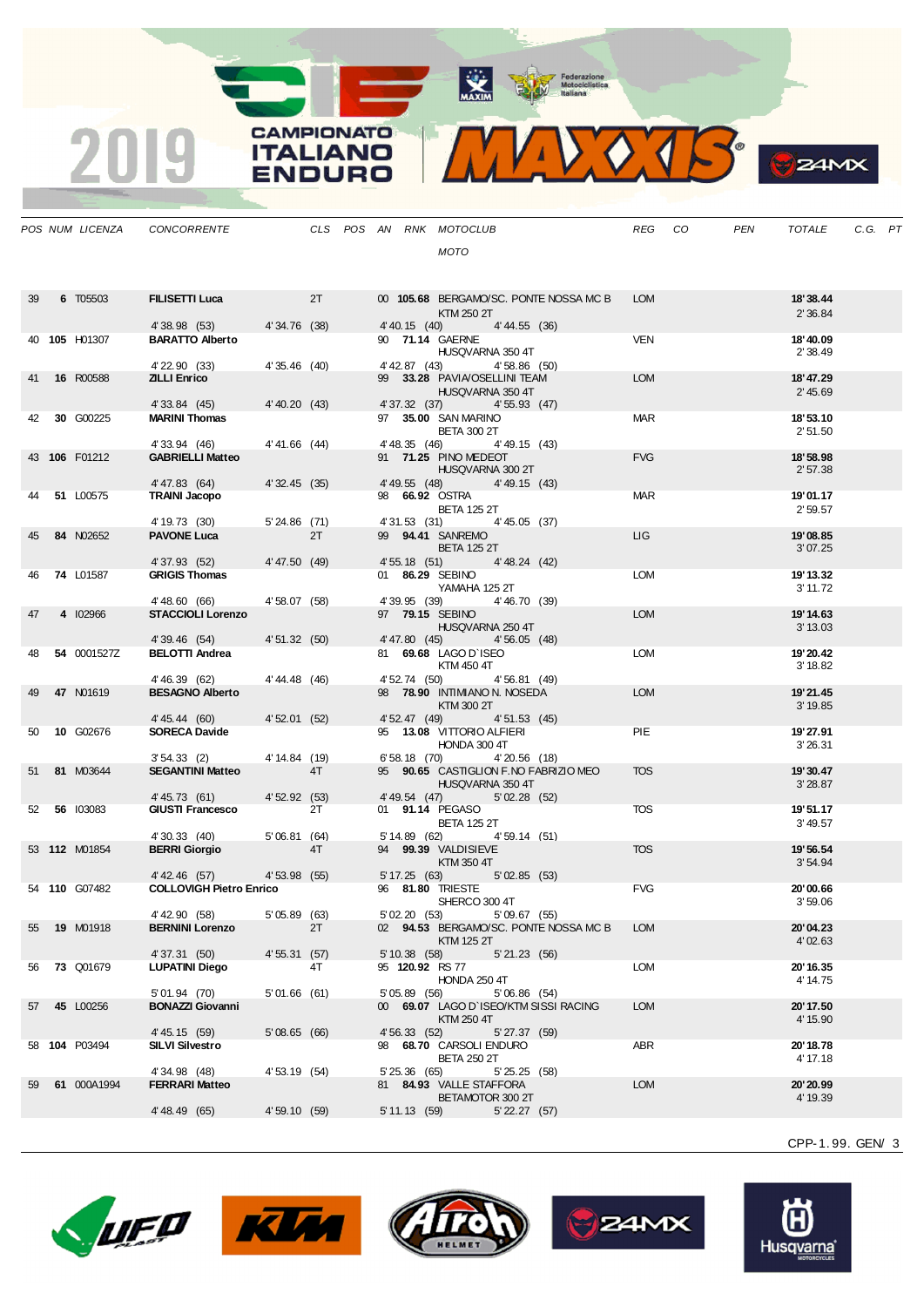| POS | NUM | LICENZA | CONCORRENTE | CLS | POS | AN | RNK | MOTOCLUB / MOTO | REG | CO | PEN | TOTALE | C.G. | PT |
|---|---|---|---|---|---|---|---|---|---|---|---|---|---|---|
| 39 | **6** | T05503 | **FILISETTI Luca** | 2T | | 00 | **105.68** | BERGAMO/SC. PONTE NOSSA MC B / KTM 250 2T | LOM | | | **18'38.44** / 2'36.84 | | |
| | | | 4'38.98 (53) | 4'34.76 (38) | | | | 4'40.15 (40) 4'44.55 (36) | | | | | | |
| 40 | **105** | H01307 | **BARATTO Alberto** | | | 90 | **71.14** | GAERNE / HUSQVARNA 350 4T | VEN | | | **18'40.09** / 2'38.49 | | |
| | | | 4'22.90 (33) | 4'35.46 (40) | | | | 4'42.87 (43) 4'58.86 (50) | | | | | | |
| 41 | **16** | R00588 | **ZILLI Enrico** | | | 99 | **33.28** | PAVIA/OSELLINI TEAM / HUSQVARNA 350 4T | LOM | | | **18'47.29** / 2'45.69 | | |
| | | | 4'33.84 (45) | 4'40.20 (43) | | | | 4'37.32 (37) 4'55.93 (47) | | | | | | |
| 42 | **30** | G00225 | **MARINI Thomas** | | | 97 | **35.00** | SAN MARINO / BETA 300 2T | MAR | | | **18'53.10** / 2'51.50 | | |
| | | | 4'33.94 (46) | 4'41.66 (44) | | | | 4'48.35 (46) 4'49.15 (43) | | | | | | |
| 43 | **106** | F01212 | **GABRIELLI Matteo** | | | 91 | **71.25** | PINO MEDEOT / HUSQVARNA 300 2T | FVG | | | **18'58.98** / 2'57.38 | | |
| | | | 4'47.83 (64) | 4'32.45 (35) | | | | 4'49.55 (48) 4'49.15 (43) | | | | | | |
| 44 | **51** | L00575 | **TRAINI Jacopo** | | | 98 | **66.92** | OSTRA / BETA 125 2T | MAR | | | **19'01.17** / 2'59.57 | | |
| | | | 4'19.73 (30) | 5'24.86 (71) | | | | 4'31.53 (31) 4'45.05 (37) | | | | | | |
| 45 | **84** | N02652 | **PAVONE Luca** | 2T | | 99 | **94.41** | SANREMO / BETA 125 2T | LIG | | | **19'08.85** / 3'07.25 | | |
| | | | 4'37.93 (52) | 4'47.50 (49) | | | | 4'55.18 (51) 4'48.28 (42) | | | | | | |
| 46 | **74** | L01587 | **GRIGIS Thomas** | | | 01 | **86.29** | SEBINO / YAMAHA 125 2T | LOM | | | **19'13.32** / 3'11.72 | | |
| | | | 4'48.60 (66) | 4'58.07 (58) | | | | 4'39.95 (39) 4'46.70 (39) | | | | | | |
| 47 | **4** | I02966 | **STACCIOLI Lorenzo** | | | 97 | **79.15** | SEBINO / HUSQVARNA 250 4T | LOM | | | **19'14.63** / 3'13.03 | | |
| | | | 4'39.46 (54) | 4'51.32 (50) | | | | 4'47.80 (45) 4'56.05 (48) | | | | | | |
| 48 | **54** | 0001527Z | **BELOTTI Andrea** | | | 81 | **69.68** | LAGO D`ISEO / KTM 450 4T | LOM | | | **19'20.42** / 3'18.82 | | |
| | | | 4'46.39 (62) | 4'44.48 (46) | | | | 4'52.74 (50) 4'56.81 (49) | | | | | | |
| 49 | **47** | N01619 | **BESAGNO Alberto** | | | 98 | **78.90** | INTIMIANO N. NOSEDA / KTM 300 2T | LOM | | | **19'21.45** / 3'19.85 | | |
| | | | 4'45.44 (60) | 4'52.01 (52) | | | | 4'52.47 (49) 4'51.53 (45) | | | | | | |
| 50 | **10** | G02676 | **SORECA Davide** | | | 95 | **13.08** | VITTORIO ALFIERI / HONDA 300 4T | PIE | | | **19'27.91** / 3'26.31 | | |
| | | | 3'54.33 (2) | 4'14.84 (19) | | | | 6'58.18 (70) 4'20.56 (18) | | | | | | |
| 51 | **81** | M03644 | **SEGANTINI Matteo** | 4T | | 95 | **90.65** | CASTIGLION F.NO FABRIZIO MEO / HUSQVARNA 350 4T | TOS | | | **19'30.47** / 3'28.87 | | |
| | | | 4'45.73 (61) | 4'52.92 (53) | | | | 4'49.54 (47) 5'02.28 (52) | | | | | | |
| 52 | **56** | I03083 | **GIUSTI Francesco** | 2T | | 01 | **91.14** | PEGASO / BETA 125 2T | TOS | | | **19'51.17** / 3'49.57 | | |
| | | | 4'30.33 (40) | 5'06.81 (64) | | | | 5'14.89 (62) 4'59.14 (51) | | | | | | |
| 53 | **112** | M01854 | **BERRI Giorgio** | 4T | | 94 | **99.39** | VALDISIEVE / KTM 350 4T | TOS | | | **19'56.54** / 3'54.94 | | |
| | | | 4'42.46 (57) | 4'53.98 (55) | | | | 5'17.25 (63) 5'02.85 (53) | | | | | | |
| 54 | **110** | G07482 | **COLLOVIGH Pietro Enrico** | | | 96 | **81.80** | TRIESTE / SHERCO 300 4T | FVG | | | **20'00.66** / 3'59.06 | | |
| | | | 4'42.90 (58) | 5'05.89 (63) | | | | 5'02.20 (53) 5'09.67 (55) | | | | | | |
| 55 | **19** | M01918 | **BERNINI Lorenzo** | 2T | | 02 | **94.53** | BERGAMO/SC. PONTE NOSSA MC B / KTM 125 2T | LOM | | | **20'04.23** / 4'02.63 | | |
| | | | 4'37.31 (50) | 4'55.31 (57) | | | | 5'10.38 (58) 5'21.23 (56) | | | | | | |
| 56 | **73** | Q01679 | **LUPATINI Diego** | 4T | | 95 | **120.92** | RS 77 / HONDA 250 4T | LOM | | | **20'16.35** / 4'14.75 | | |
| | | | 5'01.94 (70) | 5'01.66 (61) | | | | 5'05.89 (56) 5'06.86 (54) | | | | | | |
| 57 | **45** | L00256 | **BONAZZI Giovanni** | | | 00 | **69.07** | LAGO D`ISEO/KTM SISSI RACING / KTM 250 4T | LOM | | | **20'17.50** / 4'15.90 | | |
| | | | 4'45.15 (59) | 5'08.65 (66) | | | | 4'56.33 (52) 5'27.37 (59) | | | | | | |
| 58 | **104** | P03494 | **SILVI Silvestro** | | | 98 | **68.70** | CARSOLI ENDURO / BETA 250 2T | ABR | | | **20'18.78** / 4'17.18 | | |
| | | | 4'34.98 (48) | 4'53.19 (54) | | | | 5'25.36 (65) 5'25.25 (58) | | | | | | |
| 59 | **61** | 000A1994 | **FERRARI Matteo** | | | 81 | **84.93** | VALLE STAFFORA / BETAMOTOR 300 2T | LOM | | | **20'20.99** / 4'19.39 | | |
| | | | 4'48.49 (65) | 4'59.10 (59) | | | | 5'11.13 (59) 5'22.27 (57) | | | | | | |

CPP-1.99. GEN/ 3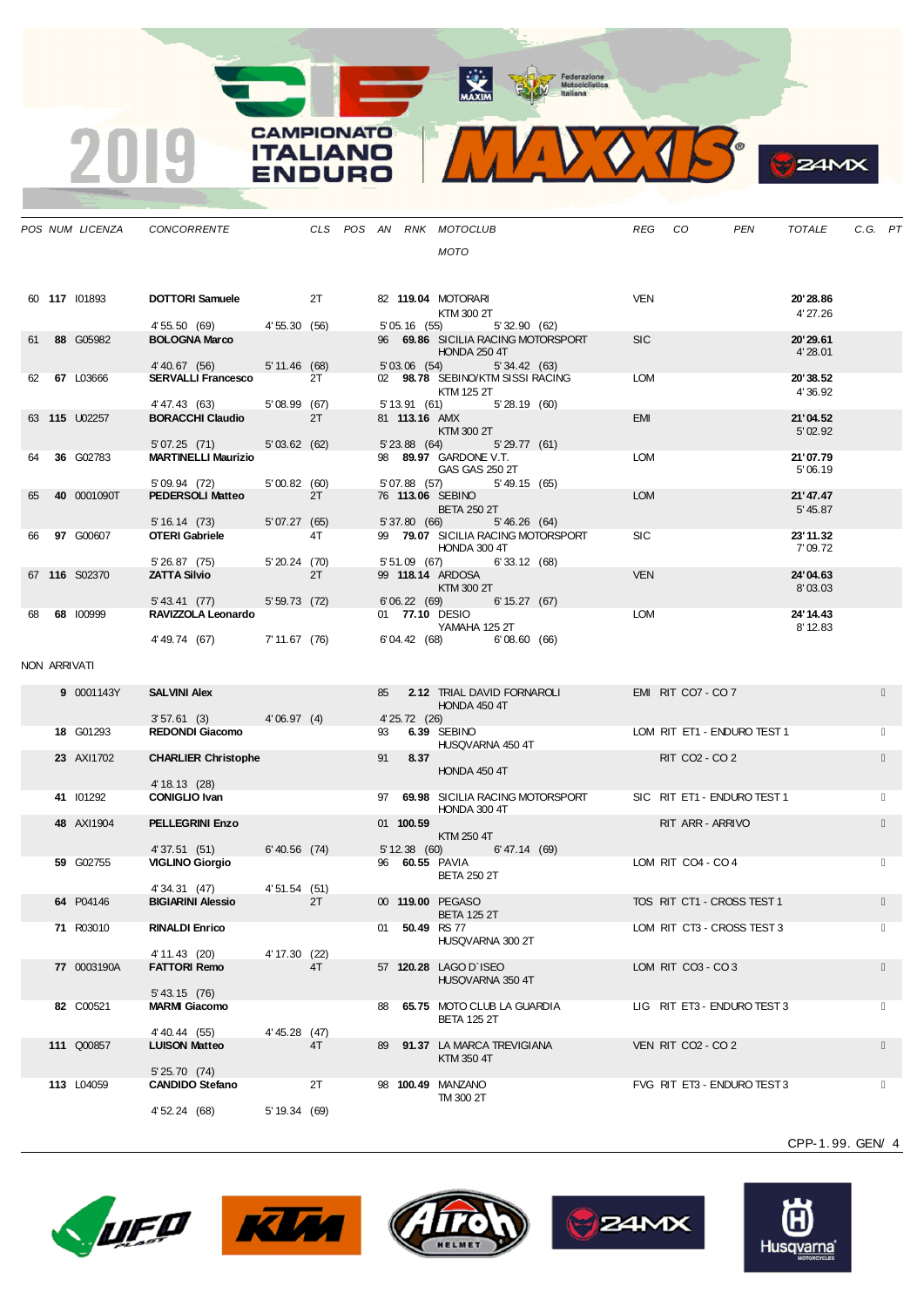| POS | NUM | LICENZA | CONCORRENTE | CLS | POS | AN | RNK | MOTOCLUB / MOTO | REG | CO | PEN | TOTALE | C.G. | PT |
|---|---|---|---|---|---|---|---|---|---|---|---|---|---|---|
| 60 | **117** | I01893 | **DOTTORI Samuele** | 2T | | 82 | **119.04** | MOTORARI / KTM 300 2T | VEN | | | **20'28.86** / 4'27.26 | | |
| | | | 4'55.50 (69) | 4'55.30 (56) | | 5'05.16 (55) | | 5'32.90 (62) | | | | | | |
| 61 | **88** | G05982 | **BOLOGNA Marco** | | | 96 | **69.86** | SICILIA RACING MOTORSPORT / HONDA 250 4T | SIC | | | **20'29.61** / 4'28.01 | | |
| | | | 4'40.67 (56) | 5'11.46 (68) | | 5'03.06 (54) | | 5'34.42 (63) | | | | | | |
| 62 | **67** | L03666 | **SERVALLI Francesco** | 2T | | 02 | **98.78** | SEBINO/KTM SISSI RACING / KTM 125 2T | LOM | | | **20'38.52** / 4'36.92 | | |
| | | | 4'47.43 (63) | 5'08.99 (67) | | 5'13.91 (61) | | 5'28.19 (60) | | | | | | |
| 63 | **115** | U02257 | **BORACCHI Claudio** | 2T | | 81 | **113.16** | AMX / KTM 300 2T | EMI | | | **21'04.52** / 5'02.92 | | |
| | | | 5'07.25 (71) | 5'03.62 (62) | | 5'23.88 (64) | | 5'29.77 (61) | | | | | | |
| 64 | **36** | G02783 | **MARTINELLI Maurizio** | | | 98 | **89.97** | GARDONE V.T. / GAS GAS 250 2T | LOM | | | **21'07.79** / 5'06.19 | | |
| | | | 5'09.94 (72) | 5'00.82 (60) | | 5'07.88 (57) | | 5'49.15 (65) | | | | | | |
| 65 | **40** | 0001090T | **PEDERSOLI Matteo** | 2T | | 76 | **113.06** | SEBINO / BETA 250 2T | LOM | | | **21'47.47** / 5'45.87 | | |
| | | | 5'16.14 (73) | 5'07.27 (65) | | 5'37.80 (66) | | 5'46.26 (64) | | | | | | |
| 66 | **97** | G00607 | **OTERI Gabriele** | 4T | | 99 | **79.07** | SICILIA RACING MOTORSPORT / HONDA 300 4T | SIC | | | **23'11.32** / 7'09.72 | | |
| | | | 5'26.87 (75) | 5'20.24 (70) | | 5'51.09 (67) | | 6'33.12 (68) | | | | | | |
| 67 | **116** | S02370 | **ZATTA Silvio** | 2T | | 99 | **118.14** | ARDOSA / KTM 300 2T | VEN | | | **24'04.63** / 8'03.03 | | |
| | | | 5'43.41 (77) | 5'59.73 (72) | | 6'06.22 (69) | | 6'15.27 (67) | | | | | | |
| 68 | **68** | I00999 | **RAVIZZOLA Leonardo** | | | 01 | **77.10** | DESIO / YAMAHA 125 2T | LOM | | | **24'14.43** / 8'12.83 | | |
| | | | 4'49.74 (67) | 7'11.67 (76) | | 6'04.42 (68) | | 6'08.60 (66) | | | | | | |

NON ARRIVATI

| POS | NUM | LICENZA | CONCORRENTE | CLS | POS | AN | RNK | MOTOCLUB / MOTO | REG | CO | PEN | TOTALE | C.G. | PT |
|---|---|---|---|---|---|---|---|---|---|---|---|---|---|---|
| | **9** | 0001143Y | **SALVINI Alex** | | | 85 | **2.12** | TRIAL DAVID FORNAROLI / HONDA 450 4T | EMI | RIT CO7 - CO 7 | | | | |
| | | | 3'57.61 (3) | 4'06.97 (4) | | 4'25.72 (26) | | | | | | | | |
| | **18** | G01293 | **REDONDI Giacomo** | | | 93 | **6.39** | SEBINO / HUSQVARNA 450 4T | LOM | RIT ET1 - ENDURO TEST 1 | | | | |
| | **23** | AXI1702 | **CHARLIER Christophe** | | | 91 | **8.37** | HONDA 450 4T | | RIT CO2 - CO 2 | | | | |
| | | | 4'18.13 (28) | | | | | | | | | | | |
| | **41** | I01292 | **CONIGLIO Ivan** | | | 97 | **69.98** | SICILIA RACING MOTORSPORT / HONDA 300 4T | SIC | RIT ET1 - ENDURO TEST 1 | | | | |
| | **48** | AXI1904 | **PELLEGRINI Enzo** | | | 01 | **100.59** | KTM 250 4T | | RIT ARR - ARRIVO | | | | |
| | | | 4'37.51 (51) | 6'40.56 (74) | | 5'12.38 (60) | | 6'47.14 (69) | | | | | | |
| | **59** | G02755 | **VIGLINO Giorgio** | | | 96 | **60.55** | PAVIA / BETA 250 2T | LOM | RIT CO4 - CO 4 | | | | |
| | | | 4'34.31 (47) | 4'51.54 (51) | | | | | | | | | | |
| | **64** | P04146 | **BIGIARINI Alessio** | 2T | | 00 | **119.00** | PEGASO / BETA 125 2T | TOS | RIT CT1 - CROSS TEST 1 | | | | |
| | **71** | R03010 | **RINALDI Enrico** | | | 01 | **50.49** | RS 77 / HUSQVARNA 300 2T | LOM | RIT CT3 - CROSS TEST 3 | | | | |
| | | | 4'11.43 (20) | 4'17.30 (22) | | | | | | | | | | |
| | **77** | 0003190A | **FATTORI Remo** | 4T | | 57 | **120.28** | LAGO D'ISEO / HUSQVARNA 350 4T | LOM | RIT CO3 - CO 3 | | | | |
| | | | 5'43.15 (76) | | | | | | | | | | | |
| | **82** | C00521 | **MARMI Giacomo** | | | 88 | **65.75** | MOTO CLUB LA GUARDIA / BETA 125 2T | LIG | RIT ET3 - ENDURO TEST 3 | | | | |
| | | | 4'40.44 (55) | 4'45.28 (47) | | | | | | | | | | |
| | **111** | Q00857 | **LUISON Matteo** | 4T | | 89 | **91.37** | LA MARCA TREVIGIANA / KTM 350 4T | VEN | RIT CO2 - CO 2 | | | | |
| | | | 5'25.70 (74) | | | | | | | | | | | |
| | **113** | L04059 | **CANDIDO Stefano** | 2T | | 98 | **100.49** | MANZANO / TM 300 2T | FVG | RIT ET3 - ENDURO TEST 3 | | | | |
| | | | 4'52.24 (68) | 5'19.34 (69) | | | | | | | | | | |

CPP-1.99. GEN/ 4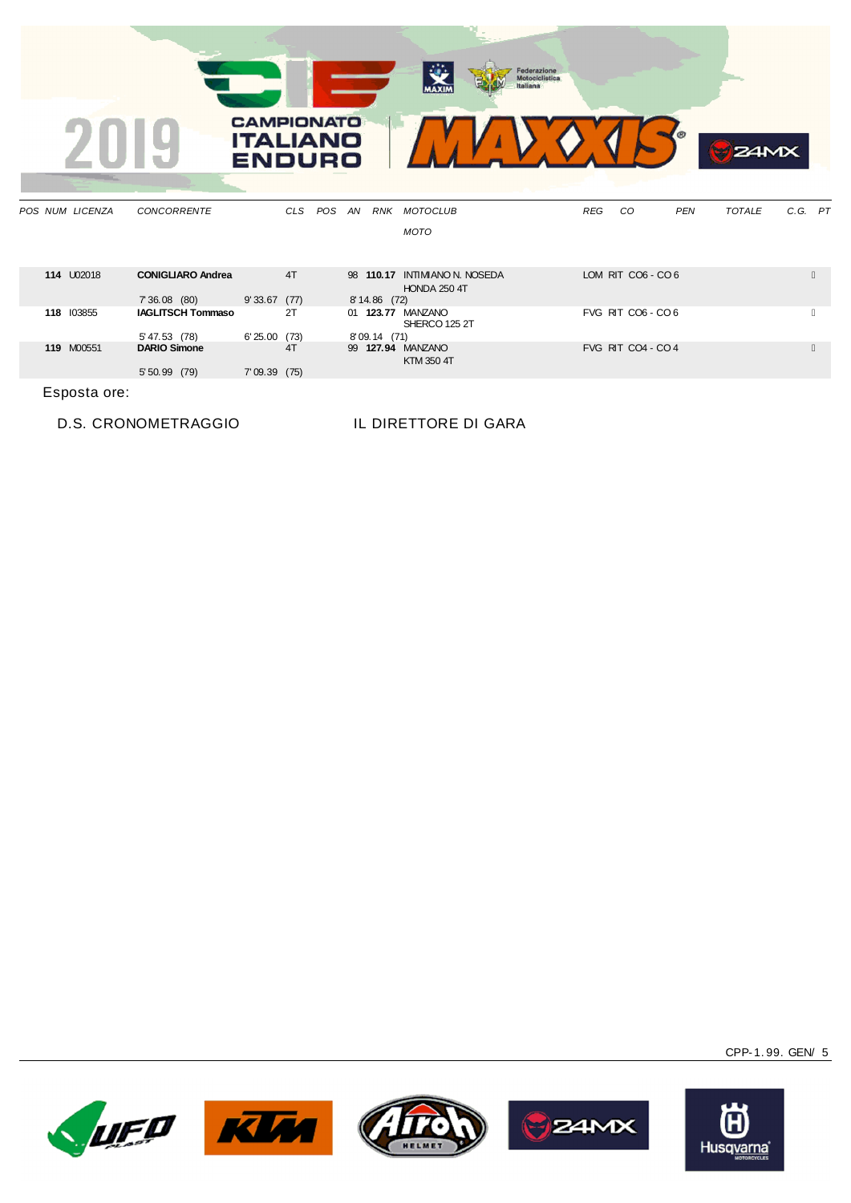| POS | NUM | LICENZA | CONCORRENTE | CLS | POS | AN | RNK | MOTOCLUB / MOTO | REG | CO | PEN | TOTALE | C.G. | PT |
|---|---|---|---|---|---|---|---|---|---|---|---|---|---|---|
| | 114 | U02018 | **CONIGLIARO Andrea** | 4T | | 98 | **110.17** | INTIMIANO N. NOSEDA<br>HONDA 250 4T | LOM | RIT CO6 - CO 6 | | | | |
| | | | 7' 36.08 (80) | 9' 33.67 (77) | | | | | | | | | | |
| | 118 | I03855 | **IAGLITSCH Tommaso** | 2T | | 01 | **123.77** | MANZANO<br>SHERCO 125 2T | FVG | RIT CO6 - CO 6 | | | | |
| | | | 5' 47.53 (78) | 6' 25.00 (73) | | 8' 09.14 (71) | | | | | | | | |
| | 119 | M00551 | **DARIO Simone** | 4T | | 99 | **127.94** | MANZANO<br>KTM 350 4T | FVG | RIT CO4 - CO 4 | | | | |
| | | | 5' 50.99 (79) | 7' 09.39 (75) | | | | | | | | | | |

Esposta ore:

D.S. CRONOMETRAGGIO

IL DIRETTORE DI GARA

CPP-1.99. GEN/ 5